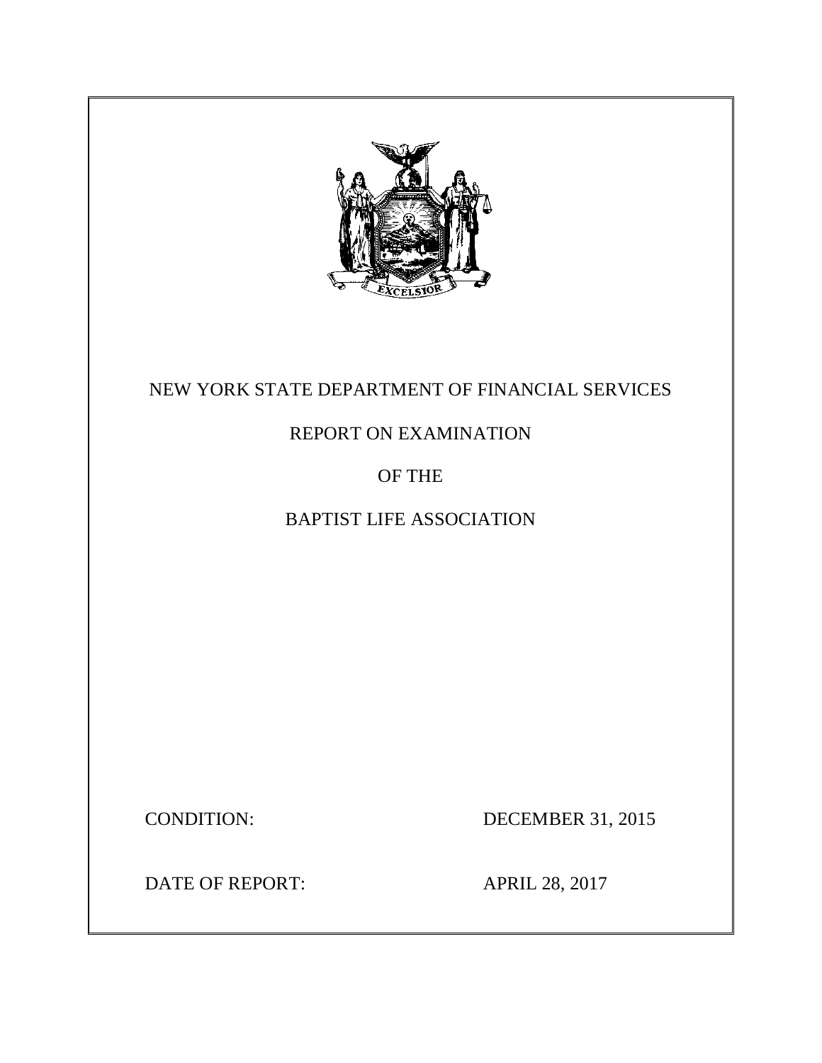# NEW YORK STATE DEPARTMENT OF FINANCIAL SERVICES

## REPORT ON EXAMINATION

## OF THE

## BAPTIST LIFE ASSOCIATION

CONDITION: DECEMBER 31, 2015

DATE OF REPORT: APRIL 28, 2017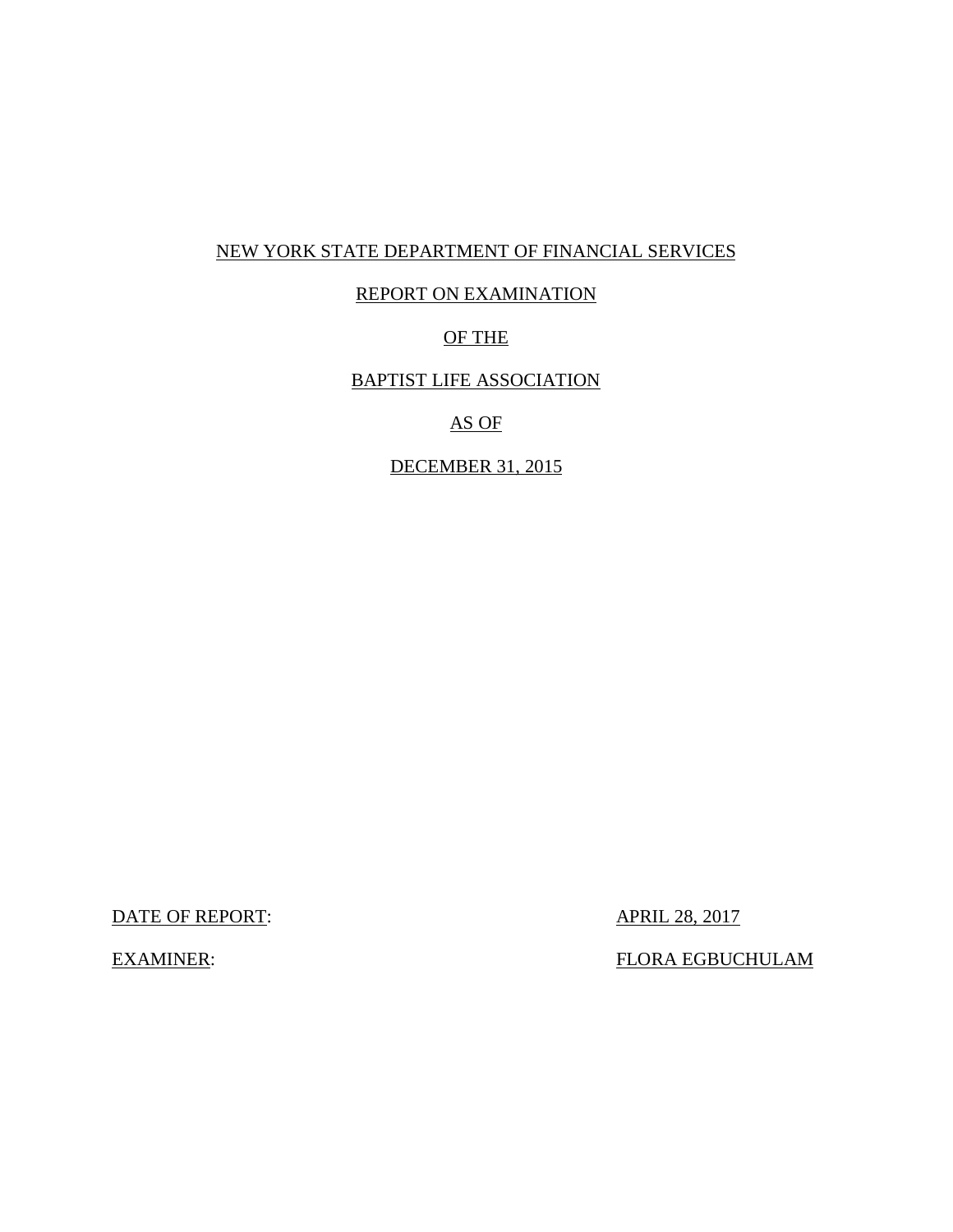NEW YORK STATE DEPARTMENT OF FINANCIAL SERVICES

REPORT ON EXAMINATION

OF THE

BAPTIST LIFE ASSOCIATION

AS OF

DECEMBER 31, 2015

| | |
|---|---|
| DATE OF REPORT: | APRIL 28, 2017 |
| EXAMINER: | FLORA EGBUCHULAM |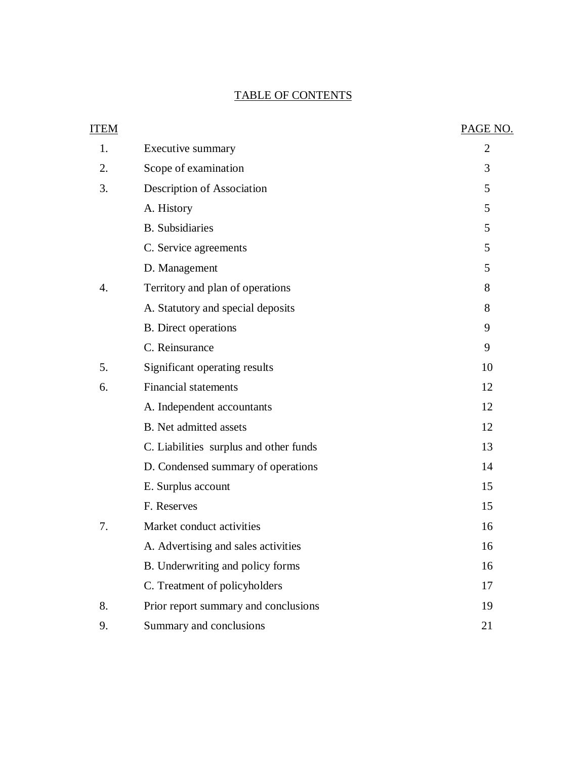# TABLE OF CONTENTS

| ITEM | | PAGE NO. |
|---|---|---|
| 1. | Executive summary | 2 |
| 2. | Scope of examination | 3 |
| 3. | Description of Association | 5 |
| | A. History | 5 |
| | B. Subsidiaries | 5 |
| | C. Service agreements | 5 |
| | D. Management | 5 |
| 4. | Territory and plan of operations | 8 |
| | A. Statutory and special deposits | 8 |
| | B. Direct operations | 9 |
| | C. Reinsurance | 9 |
| 5. | Significant operating results | 10 |
| 6. | Financial statements | 12 |
| | A. Independent accountants | 12 |
| | B. Net admitted assets | 12 |
| | C. Liabilities surplus and other funds | 13 |
| | D. Condensed summary of operations | 14 |
| | E. Surplus account | 15 |
| | F. Reserves | 15 |
| 7. | Market conduct activities | 16 |
| | A. Advertising and sales activities | 16 |
| | B. Underwriting and policy forms | 16 |
| | C. Treatment of policyholders | 17 |
| 8. | Prior report summary and conclusions | 19 |
| 9. | Summary and conclusions | 21 |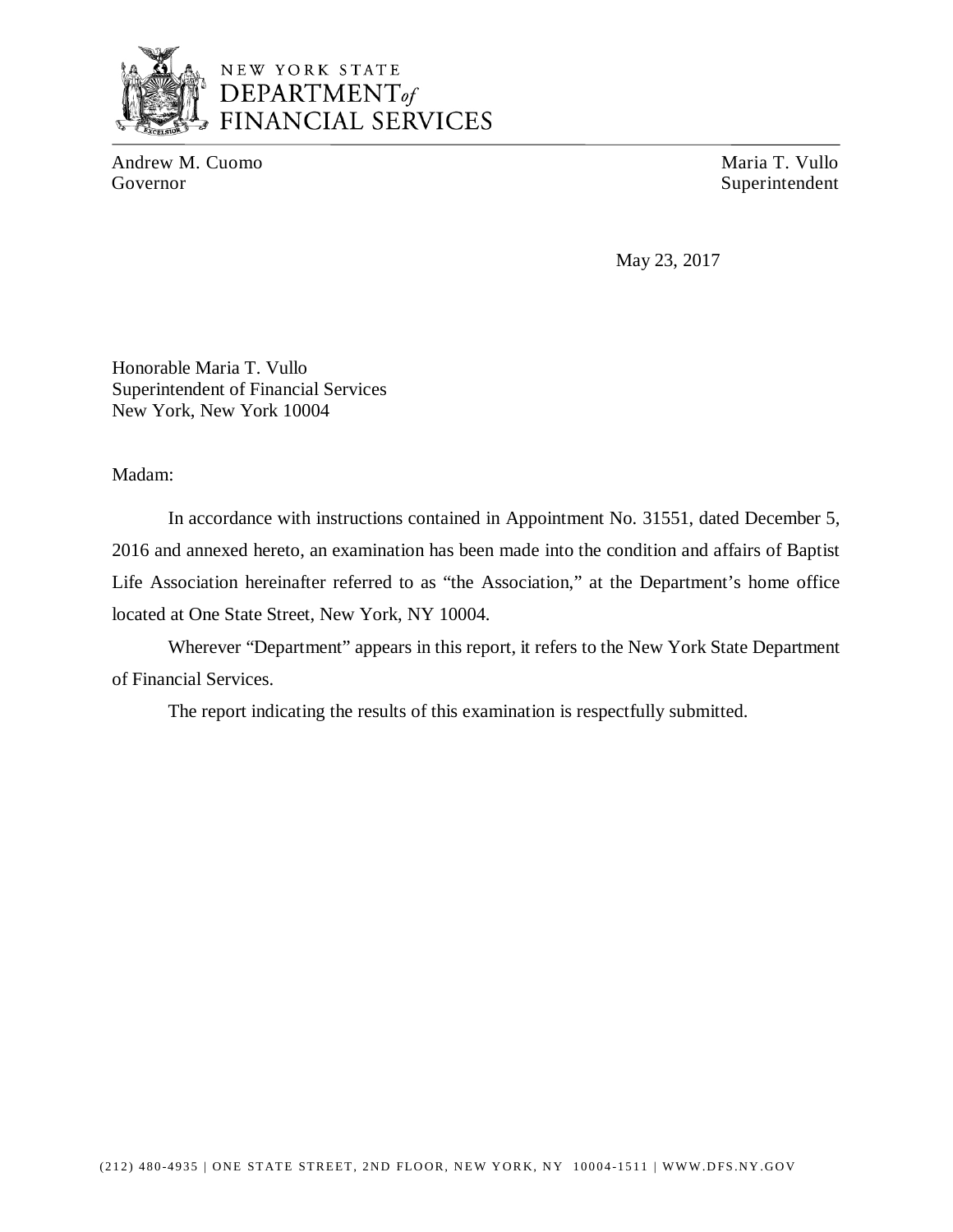NEW YORK STATE
DEPARTMENT *of*
FINANCIAL SERVICES

Andrew M. Cuomo
Governor

Maria T. Vullo
Superintendent

May 23, 2017

Honorable Maria T. Vullo
Superintendent of Financial Services
New York, New York 10004

Madam:

In accordance with instructions contained in Appointment No. 31551, dated December 5, 2016 and annexed hereto, an examination has been made into the condition and affairs of Baptist Life Association hereinafter referred to as "the Association," at the Department's home office located at One State Street, New York, NY 10004.

Wherever "Department" appears in this report, it refers to the New York State Department of Financial Services.

The report indicating the results of this examination is respectfully submitted.

(212) 480-4935 | ONE STATE STREET, 2ND FLOOR, NEW YORK, NY 10004-1511 | WWW.DFS.NY.GOV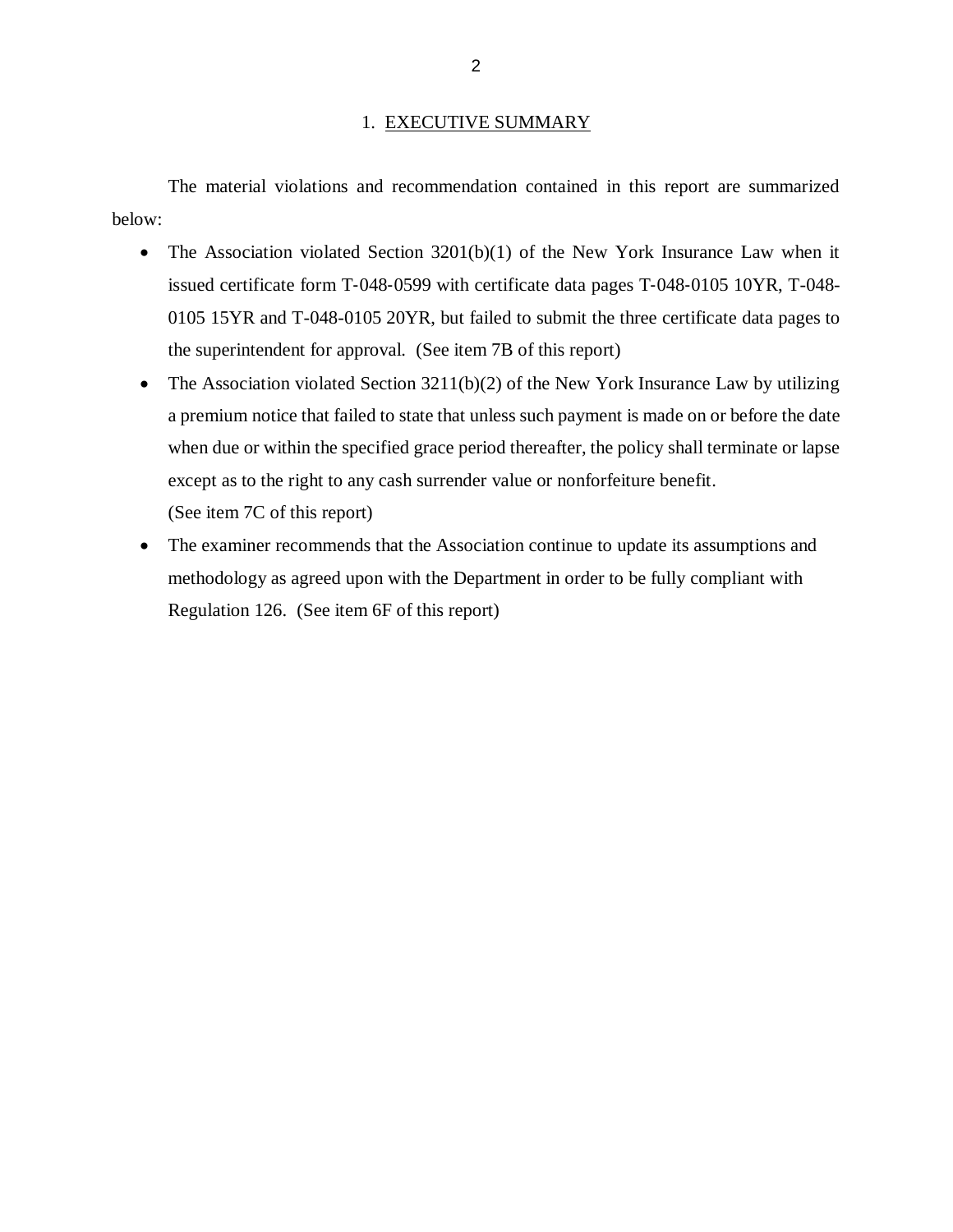# 1. EXECUTIVE SUMMARY

The material violations and recommendation contained in this report are summarized below:

- The Association violated Section 3201(b)(1) of the New York Insurance Law when it issued certificate form T-048-0599 with certificate data pages T-048-0105 10YR, T-048-0105 15YR and T-048-0105 20YR, but failed to submit the three certificate data pages to the superintendent for approval. (See item 7B of this report)
- The Association violated Section 3211(b)(2) of the New York Insurance Law by utilizing a premium notice that failed to state that unless such payment is made on or before the date when due or within the specified grace period thereafter, the policy shall terminate or lapse except as to the right to any cash surrender value or nonforfeiture benefit. (See item 7C of this report)
- The examiner recommends that the Association continue to update its assumptions and methodology as agreed upon with the Department in order to be fully compliant with Regulation 126. (See item 6F of this report)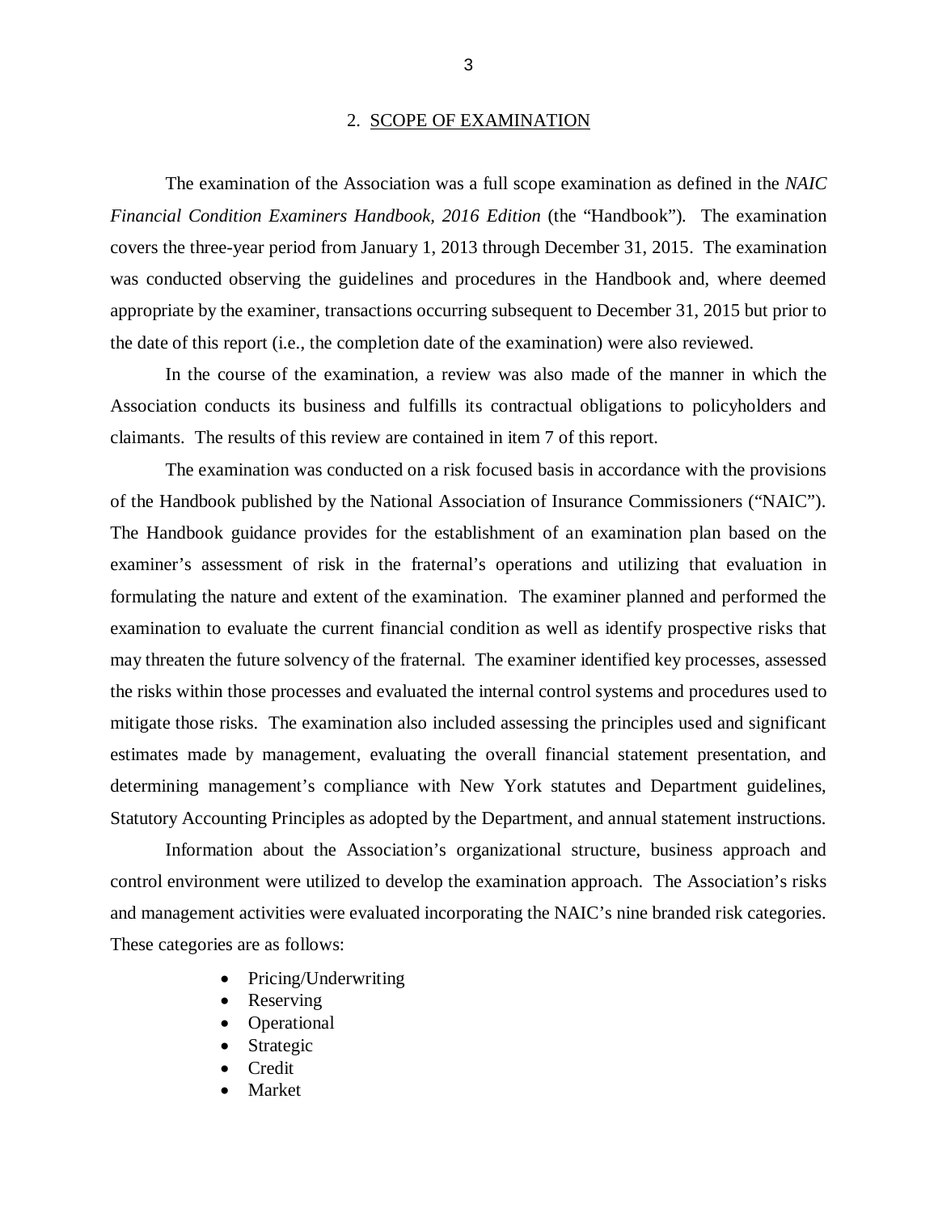## 2. SCOPE OF EXAMINATION

The examination of the Association was a full scope examination as defined in the *NAIC Financial Condition Examiners Handbook, 2016 Edition* (the "Handbook"). The examination covers the three-year period from January 1, 2013 through December 31, 2015. The examination was conducted observing the guidelines and procedures in the Handbook and, where deemed appropriate by the examiner, transactions occurring subsequent to December 31, 2015 but prior to the date of this report (i.e., the completion date of the examination) were also reviewed.

In the course of the examination, a review was also made of the manner in which the Association conducts its business and fulfills its contractual obligations to policyholders and claimants. The results of this review are contained in item 7 of this report.

The examination was conducted on a risk focused basis in accordance with the provisions of the Handbook published by the National Association of Insurance Commissioners ("NAIC"). The Handbook guidance provides for the establishment of an examination plan based on the examiner's assessment of risk in the fraternal's operations and utilizing that evaluation in formulating the nature and extent of the examination. The examiner planned and performed the examination to evaluate the current financial condition as well as identify prospective risks that may threaten the future solvency of the fraternal. The examiner identified key processes, assessed the risks within those processes and evaluated the internal control systems and procedures used to mitigate those risks. The examination also included assessing the principles used and significant estimates made by management, evaluating the overall financial statement presentation, and determining management's compliance with New York statutes and Department guidelines, Statutory Accounting Principles as adopted by the Department, and annual statement instructions.

Information about the Association's organizational structure, business approach and control environment were utilized to develop the examination approach. The Association's risks and management activities were evaluated incorporating the NAIC's nine branded risk categories. These categories are as follows:

- Pricing/Underwriting
- Reserving
- Operational
- Strategic
- Credit
- Market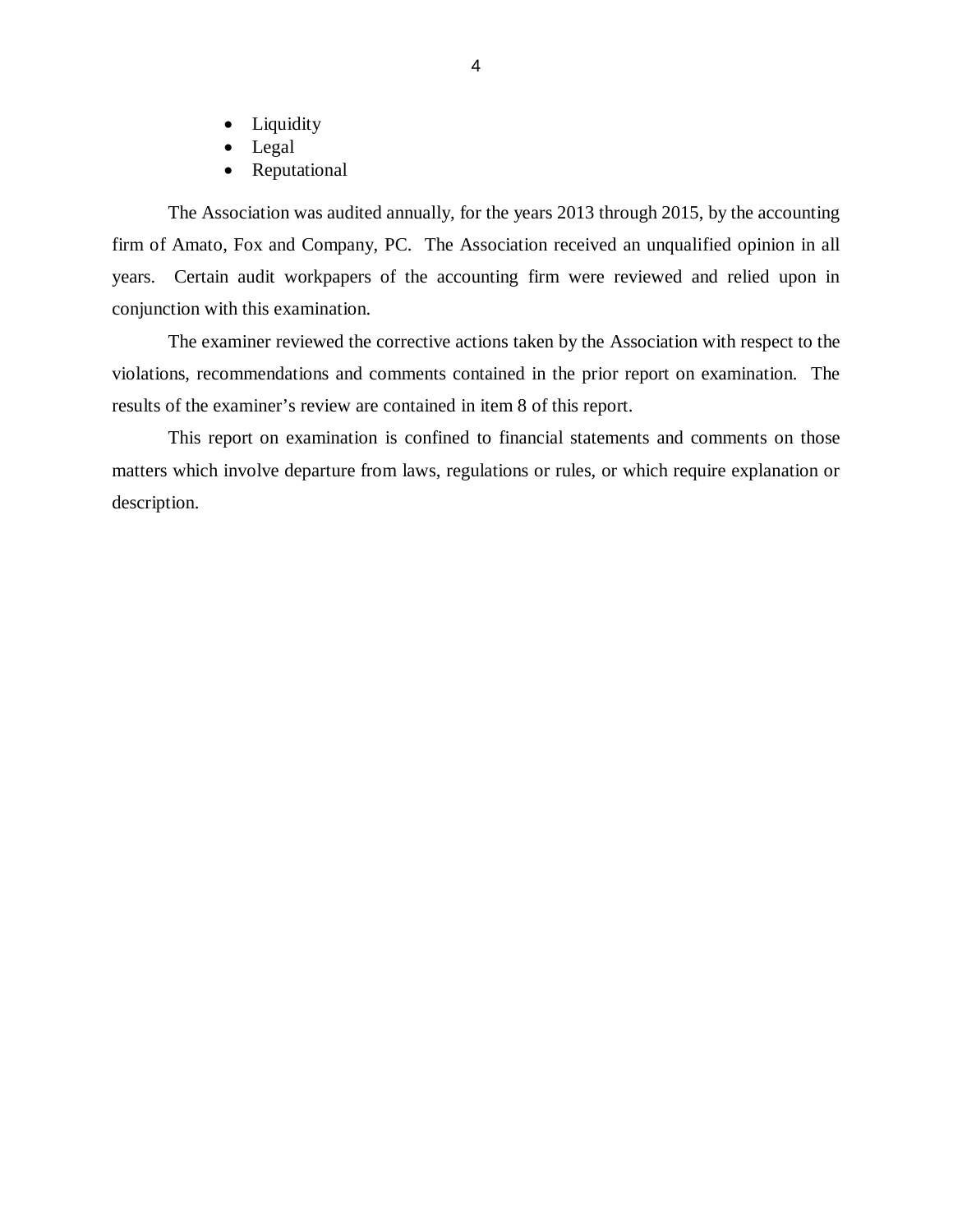- Liquidity
- Legal
- Reputational

The Association was audited annually, for the years 2013 through 2015, by the accounting firm of Amato, Fox and Company, PC. The Association received an unqualified opinion in all years. Certain audit workpapers of the accounting firm were reviewed and relied upon in conjunction with this examination.

The examiner reviewed the corrective actions taken by the Association with respect to the violations, recommendations and comments contained in the prior report on examination. The results of the examiner's review are contained in item 8 of this report.

This report on examination is confined to financial statements and comments on those matters which involve departure from laws, regulations or rules, or which require explanation or description.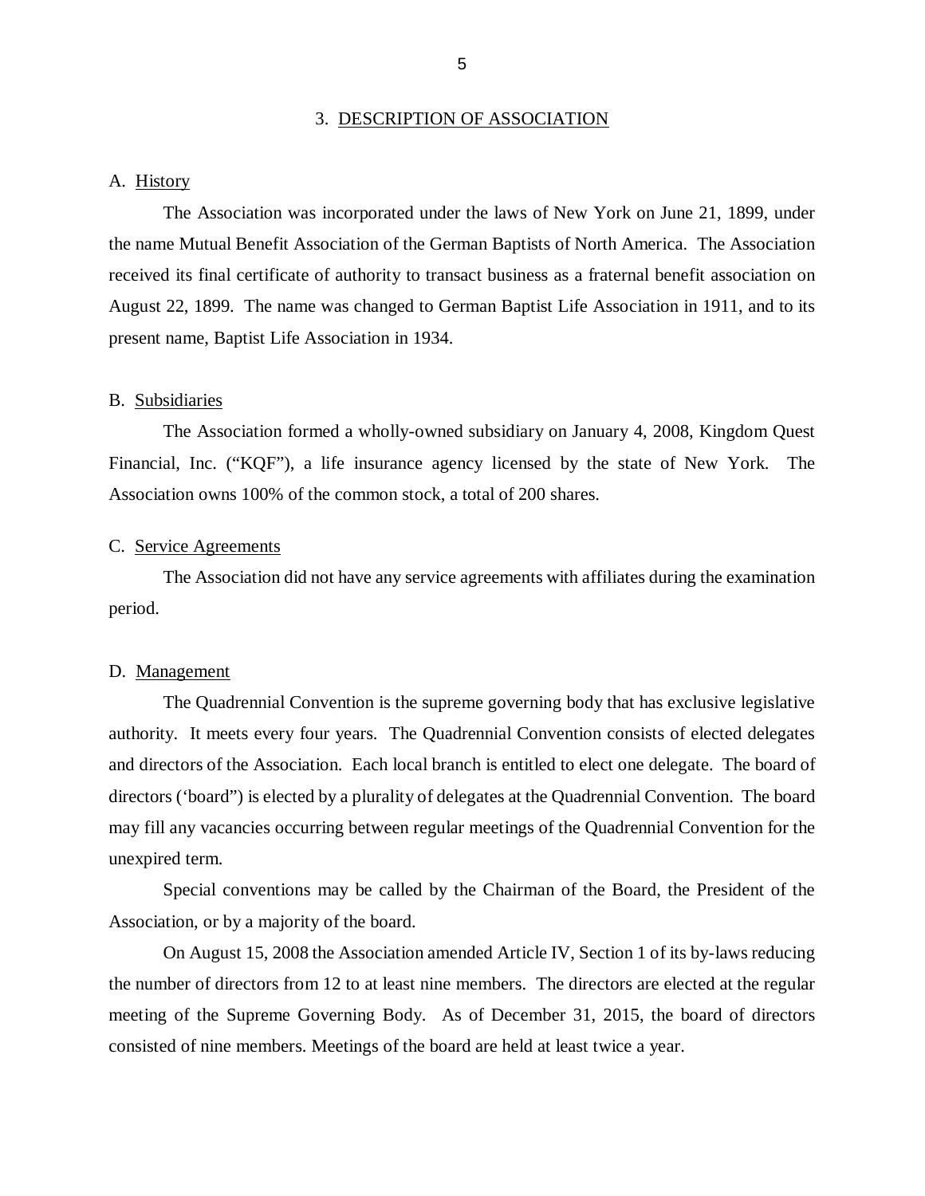## 3. DESCRIPTION OF ASSOCIATION

### A. History

The Association was incorporated under the laws of New York on June 21, 1899, under the name Mutual Benefit Association of the German Baptists of North America. The Association received its final certificate of authority to transact business as a fraternal benefit association on August 22, 1899. The name was changed to German Baptist Life Association in 1911, and to its present name, Baptist Life Association in 1934.

### B. Subsidiaries

The Association formed a wholly-owned subsidiary on January 4, 2008, Kingdom Quest Financial, Inc. ("KQF"), a life insurance agency licensed by the state of New York. The Association owns 100% of the common stock, a total of 200 shares.

### C. Service Agreements

The Association did not have any service agreements with affiliates during the examination period.

### D. Management

The Quadrennial Convention is the supreme governing body that has exclusive legislative authority. It meets every four years. The Quadrennial Convention consists of elected delegates and directors of the Association. Each local branch is entitled to elect one delegate. The board of directors ('board") is elected by a plurality of delegates at the Quadrennial Convention. The board may fill any vacancies occurring between regular meetings of the Quadrennial Convention for the unexpired term.

Special conventions may be called by the Chairman of the Board, the President of the Association, or by a majority of the board.

On August 15, 2008 the Association amended Article IV, Section 1 of its by-laws reducing the number of directors from 12 to at least nine members. The directors are elected at the regular meeting of the Supreme Governing Body. As of December 31, 2015, the board of directors consisted of nine members. Meetings of the board are held at least twice a year.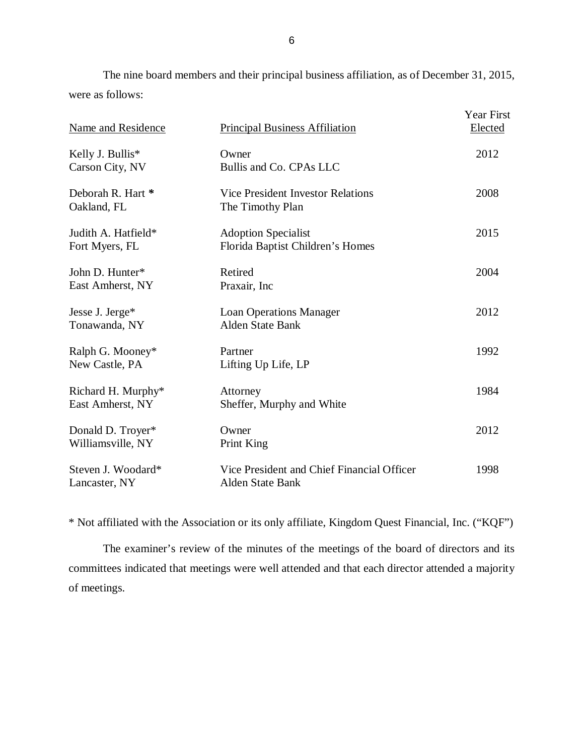The nine board members and their principal business affiliation, as of December 31, 2015, were as follows:

| Name and Residence | Principal Business Affiliation | Year First Elected |
|---|---|---|
| Kelly J. Bullis*<br>Carson City, NV | Owner<br>Bullis and Co. CPAs LLC | 2012 |
| Deborah R. Hart *<br>Oakland, FL | Vice President Investor Relations<br>The Timothy Plan | 2008 |
| Judith A. Hatfield*<br>Fort Myers, FL | Adoption Specialist<br>Florida Baptist Children's Homes | 2015 |
| John D. Hunter*<br>East Amherst, NY | Retired<br>Praxair, Inc | 2004 |
| Jesse J. Jerge*<br>Tonawanda, NY | Loan Operations Manager<br>Alden State Bank | 2012 |
| Ralph G. Mooney*<br>New Castle, PA | Partner<br>Lifting Up Life, LP | 1992 |
| Richard H. Murphy*<br>East Amherst, NY | Attorney<br>Sheffer, Murphy and White | 1984 |
| Donald D. Troyer*<br>Williamsville, NY | Owner<br>Print King | 2012 |
| Steven J. Woodard*<br>Lancaster, NY | Vice President and Chief Financial Officer<br>Alden State Bank | 1998 |

* Not affiliated with the Association or its only affiliate, Kingdom Quest Financial, Inc. ("KQF")

The examiner's review of the minutes of the meetings of the board of directors and its committees indicated that meetings were well attended and that each director attended a majority of meetings.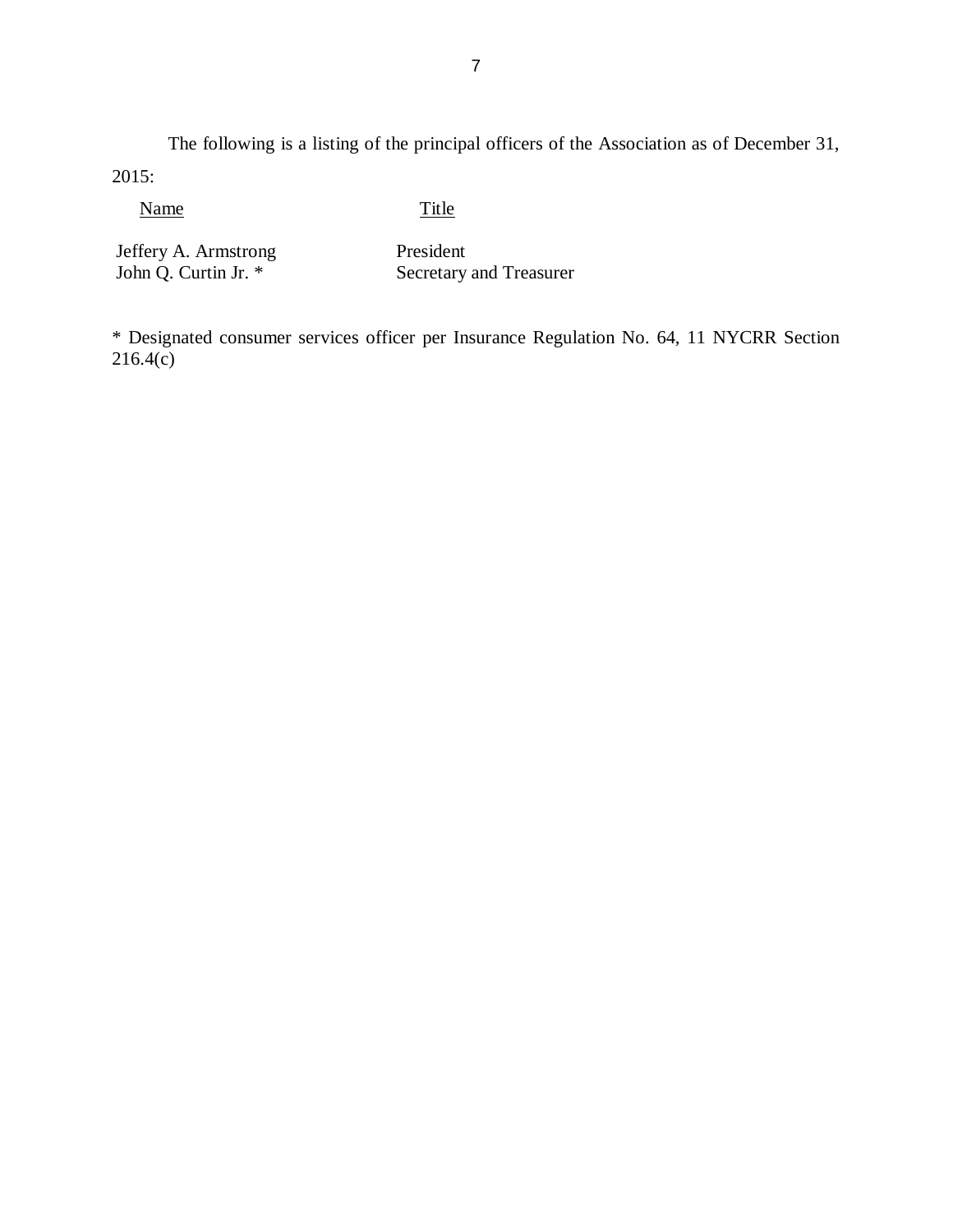The following is a listing of the principal officers of the Association as of December 31, 2015:

| Name | Title |
| --- | --- |
| Jeffery A. Armstrong | President |
| John Q. Curtin Jr. * | Secretary and Treasurer |

* Designated consumer services officer per Insurance Regulation No. 64, 11 NYCRR Section 216.4(c)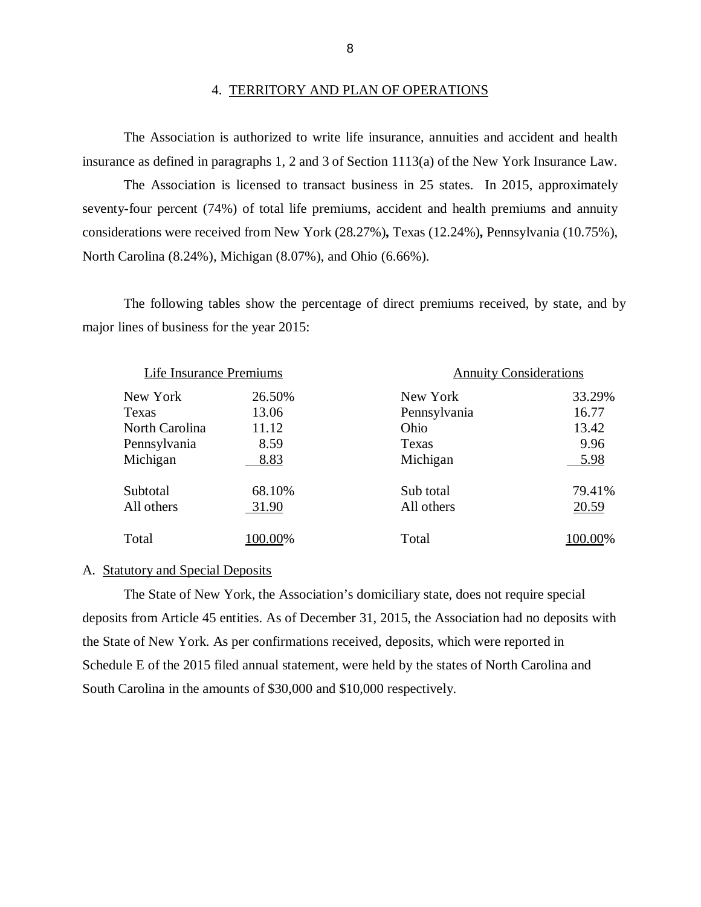## 4. TERRITORY AND PLAN OF OPERATIONS

The Association is authorized to write life insurance, annuities and accident and health insurance as defined in paragraphs 1, 2 and 3 of Section 1113(a) of the New York Insurance Law.

The Association is licensed to transact business in 25 states. In 2015, approximately seventy-four percent (74%) of total life premiums, accident and health premiums and annuity considerations were received from New York (28.27%), Texas (12.24%), Pennsylvania (10.75%), North Carolina (8.24%), Michigan (8.07%), and Ohio (6.66%).

The following tables show the percentage of direct premiums received, by state, and by major lines of business for the year 2015:

| Life Insurance Premiums | |
|---|---|
| New York | 26.50% |
| Texas | 13.06 |
| North Carolina | 11.12 |
| Pennsylvania | 8.59 |
| Michigan | 8.83 |
| Subtotal | 68.10% |
| All others | 31.90 |
| Total | 100.00% |

| Annuity Considerations | |
|---|---|
| New York | 33.29% |
| Pennsylvania | 16.77 |
| Ohio | 13.42 |
| Texas | 9.96 |
| Michigan | 5.98 |
| Sub total | 79.41% |
| All others | 20.59 |
| Total | 100.00% |

A. Statutory and Special Deposits

The State of New York, the Association's domiciliary state, does not require special deposits from Article 45 entities. As of December 31, 2015, the Association had no deposits with the State of New York. As per confirmations received, deposits, which were reported in Schedule E of the 2015 filed annual statement, were held by the states of North Carolina and South Carolina in the amounts of $30,000 and $10,000 respectively.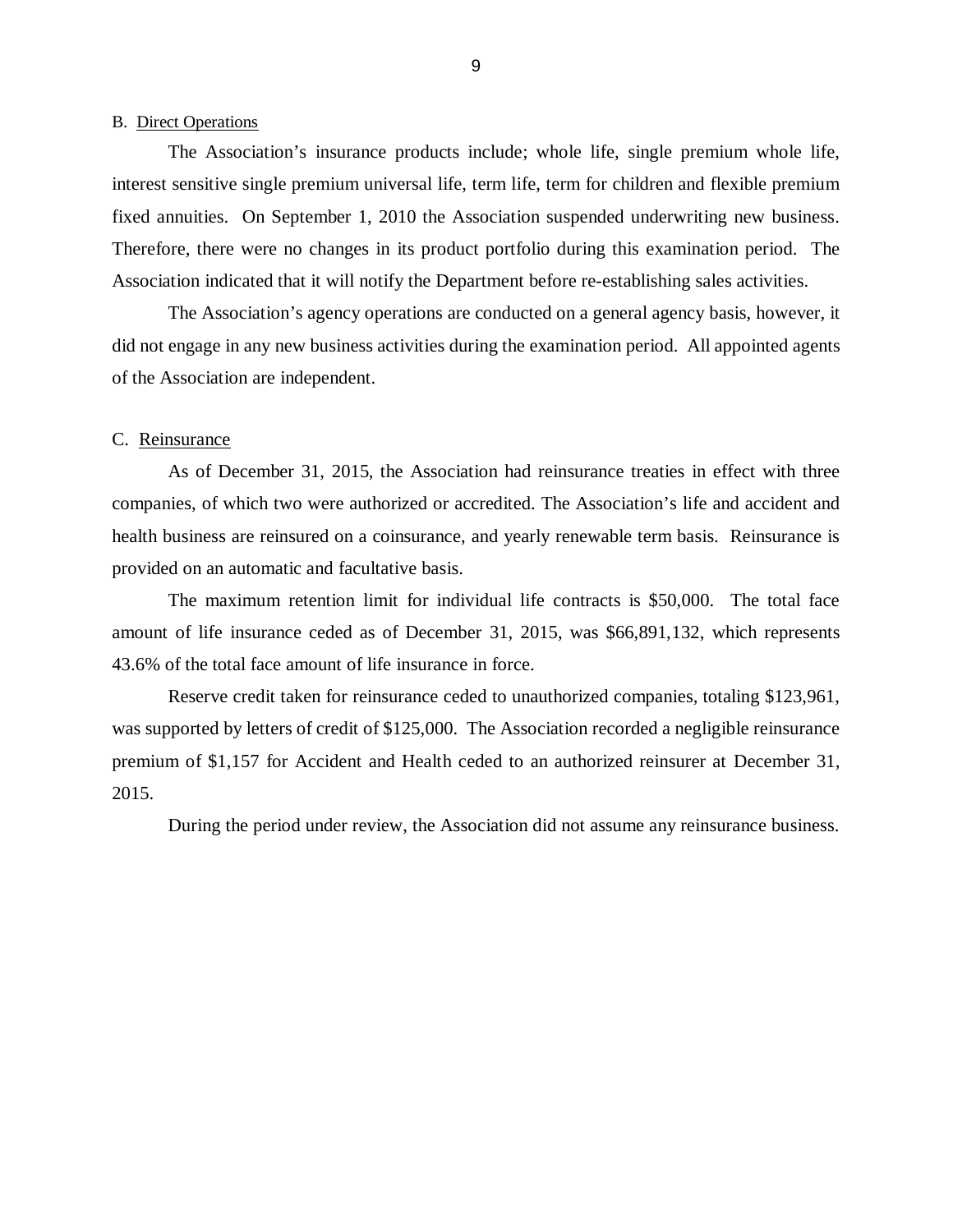B. Direct Operations

The Association's insurance products include; whole life, single premium whole life, interest sensitive single premium universal life, term life, term for children and flexible premium fixed annuities. On September 1, 2010 the Association suspended underwriting new business. Therefore, there were no changes in its product portfolio during this examination period. The Association indicated that it will notify the Department before re-establishing sales activities.

The Association's agency operations are conducted on a general agency basis, however, it did not engage in any new business activities during the examination period. All appointed agents of the Association are independent.

C. Reinsurance

As of December 31, 2015, the Association had reinsurance treaties in effect with three companies, of which two were authorized or accredited. The Association's life and accident and health business are reinsured on a coinsurance, and yearly renewable term basis. Reinsurance is provided on an automatic and facultative basis.

The maximum retention limit for individual life contracts is $50,000. The total face amount of life insurance ceded as of December 31, 2015, was $66,891,132, which represents 43.6% of the total face amount of life insurance in force.

Reserve credit taken for reinsurance ceded to unauthorized companies, totaling $123,961, was supported by letters of credit of $125,000. The Association recorded a negligible reinsurance premium of $1,157 for Accident and Health ceded to an authorized reinsurer at December 31, 2015.

During the period under review, the Association did not assume any reinsurance business.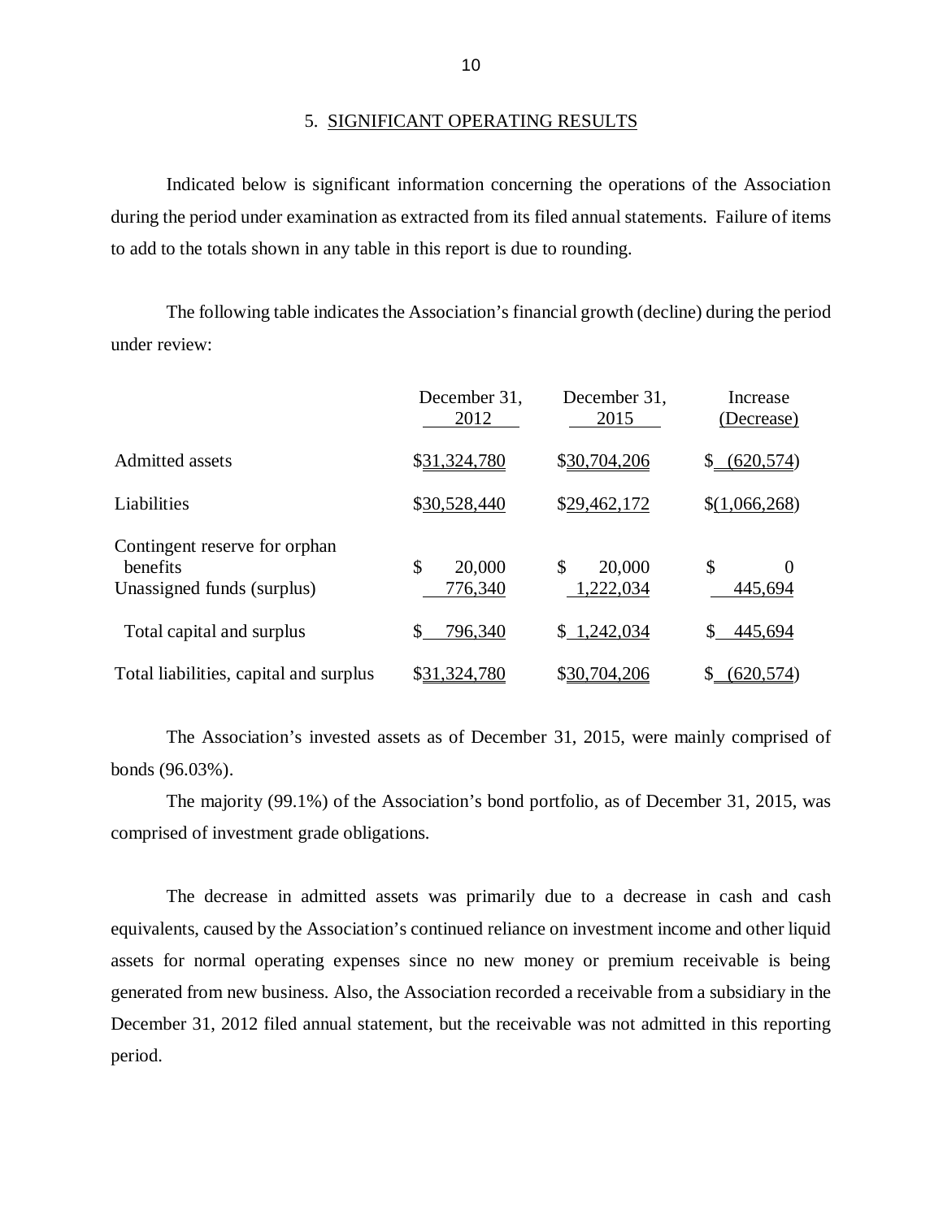## 5. SIGNIFICANT OPERATING RESULTS

Indicated below is significant information concerning the operations of the Association during the period under examination as extracted from its filed annual statements. Failure of items to add to the totals shown in any table in this report is due to rounding.

The following table indicates the Association's financial growth (decline) during the period under review:

| | December 31, 2012 | December 31, 2015 | Increase (Decrease) |
|---|---|---|---|
| Admitted assets | $31,324,780 | $30,704,206 | $ (620,574) |
| Liabilities | $30,528,440 | $29,462,172 | $(1,066,268) |
| Contingent reserve for orphan benefits | $ 20,000 | $ 20,000 | $ 0 |
| Unassigned funds (surplus) | 776,340 | 1,222,034 | 445,694 |
| Total capital and surplus | $ 796,340 | $ 1,242,034 | $ 445,694 |
| Total liabilities, capital and surplus | $31,324,780 | $30,704,206 | $ (620,574) |

The Association's invested assets as of December 31, 2015, were mainly comprised of bonds (96.03%).

The majority (99.1%) of the Association's bond portfolio, as of December 31, 2015, was comprised of investment grade obligations.

The decrease in admitted assets was primarily due to a decrease in cash and cash equivalents, caused by the Association's continued reliance on investment income and other liquid assets for normal operating expenses since no new money or premium receivable is being generated from new business. Also, the Association recorded a receivable from a subsidiary in the December 31, 2012 filed annual statement, but the receivable was not admitted in this reporting period.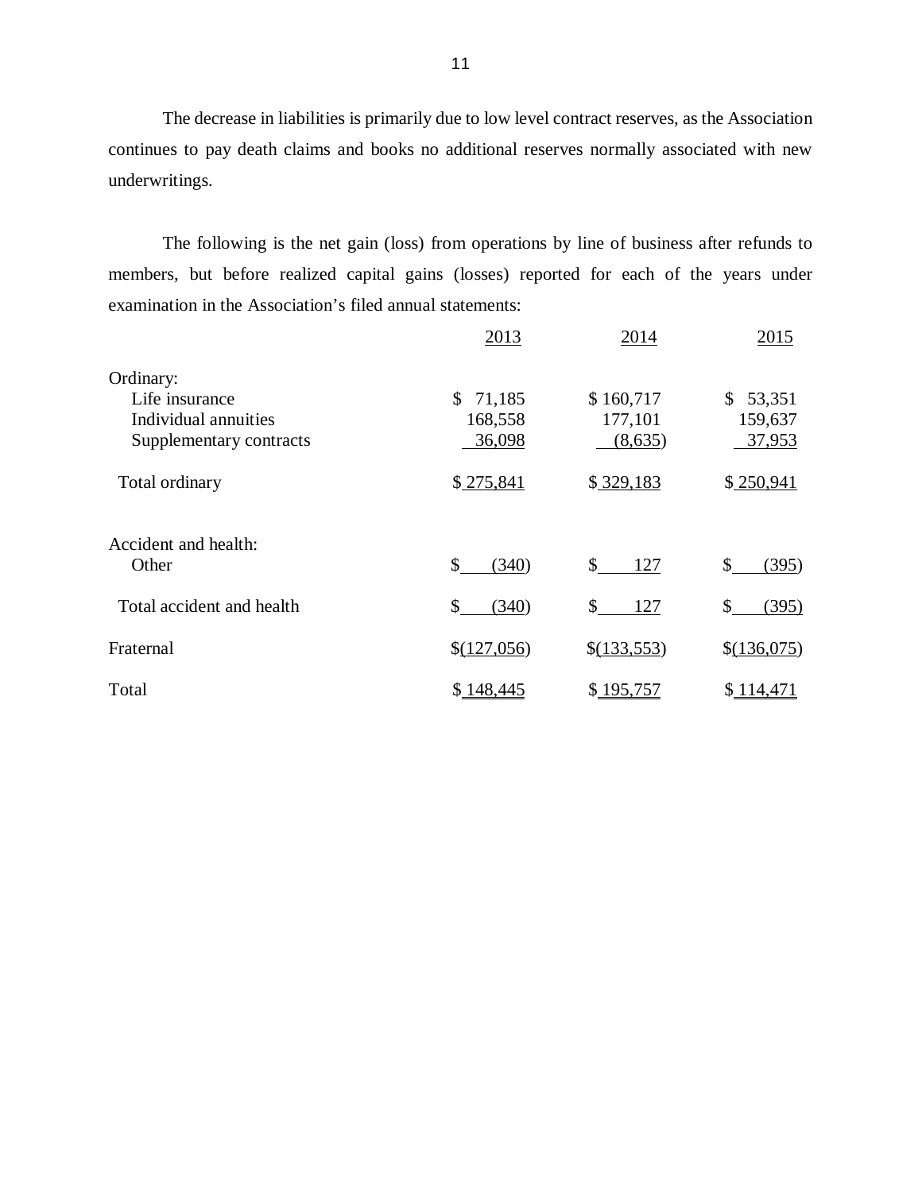The decrease in liabilities is primarily due to low level contract reserves, as the Association continues to pay death claims and books no additional reserves normally associated with new underwritings.

The following is the net gain (loss) from operations by line of business after refunds to members, but before realized capital gains (losses) reported for each of the years under examination in the Association's filed annual statements:

| | 2013 | 2014 | 2015 |
|---|---|---|---|
| Ordinary: | | | |
| Life insurance | $ 71,185 | $ 160,717 | $ 53,351 |
| Individual annuities | 168,558 | 177,101 | 159,637 |
| Supplementary contracts | 36,098 | (8,635) | 37,953 |
| Total ordinary | $ 275,841 | $ 329,183 | $ 250,941 |
| Accident and health: | | | |
| Other | $ (340) | $ 127 | $ (395) |
| Total accident and health | $ (340) | $ 127 | $ (395) |
| Fraternal | $(127,056) | $(133,553) | $(136,075) |
| Total | $ 148,445 | $ 195,757 | $ 114,471 |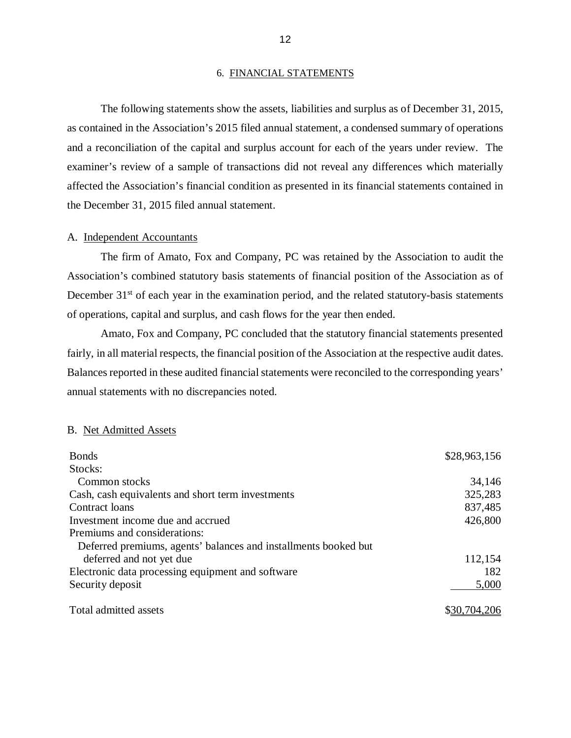## 6. FINANCIAL STATEMENTS

The following statements show the assets, liabilities and surplus as of December 31, 2015, as contained in the Association's 2015 filed annual statement, a condensed summary of operations and a reconciliation of the capital and surplus account for each of the years under review. The examiner's review of a sample of transactions did not reveal any differences which materially affected the Association's financial condition as presented in its financial statements contained in the December 31, 2015 filed annual statement.

### A. Independent Accountants

The firm of Amato, Fox and Company, PC was retained by the Association to audit the Association's combined statutory basis statements of financial position of the Association as of December 31st of each year in the examination period, and the related statutory-basis statements of operations, capital and surplus, and cash flows for the year then ended.

Amato, Fox and Company, PC concluded that the statutory financial statements presented fairly, in all material respects, the financial position of the Association at the respective audit dates. Balances reported in these audited financial statements were reconciled to the corresponding years' annual statements with no discrepancies noted.

### B. Net Admitted Assets

| | |
|---|---|
| Bonds | $28,963,156 |
| Stocks: | |
| Common stocks | 34,146 |
| Cash, cash equivalents and short term investments | 325,283 |
| Contract loans | 837,485 |
| Investment income due and accrued | 426,800 |
| Premiums and considerations: | |
| Deferred premiums, agents' balances and installments booked but deferred and not yet due | 112,154 |
| Electronic data processing equipment and software | 182 |
| Security deposit | 5,000 |
| Total admitted assets | $30,704,206 |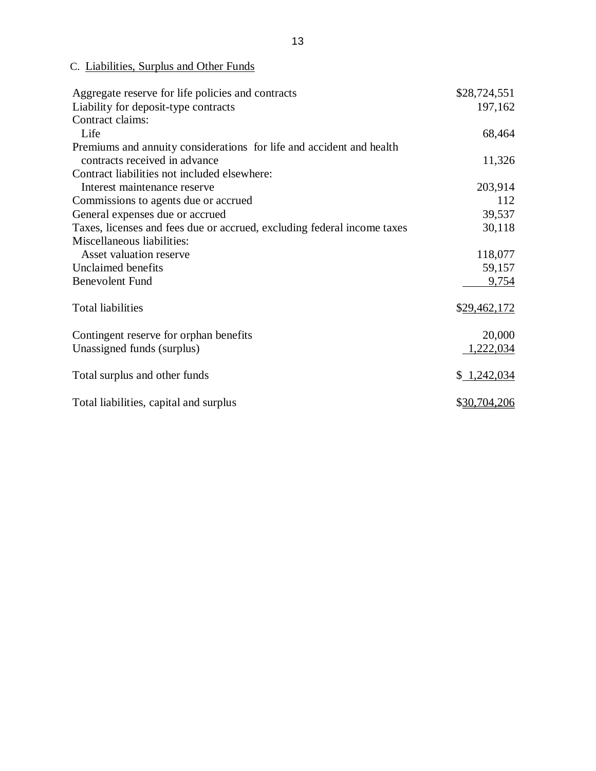C. Liabilities, Surplus and Other Funds

| | |
|---|---|
| Aggregate reserve for life policies and contracts | $28,724,551 |
| Liability for deposit-type contracts | 197,162 |
| Contract claims: | |
| Life | 68,464 |
| Premiums and annuity considerations for life and accident and health contracts received in advance | 11,326 |
| Contract liabilities not included elsewhere: | |
| Interest maintenance reserve | 203,914 |
| Commissions to agents due or accrued | 112 |
| General expenses due or accrued | 39,537 |
| Taxes, licenses and fees due or accrued, excluding federal income taxes | 30,118 |
| Miscellaneous liabilities: | |
| Asset valuation reserve | 118,077 |
| Unclaimed benefits | 59,157 |
| Benevolent Fund | 9,754 |
| Total liabilities | $29,462,172 |
| Contingent reserve for orphan benefits | 20,000 |
| Unassigned funds (surplus) | 1,222,034 |
| Total surplus and other funds | $ 1,242,034 |
| Total liabilities, capital and surplus | $30,704,206 |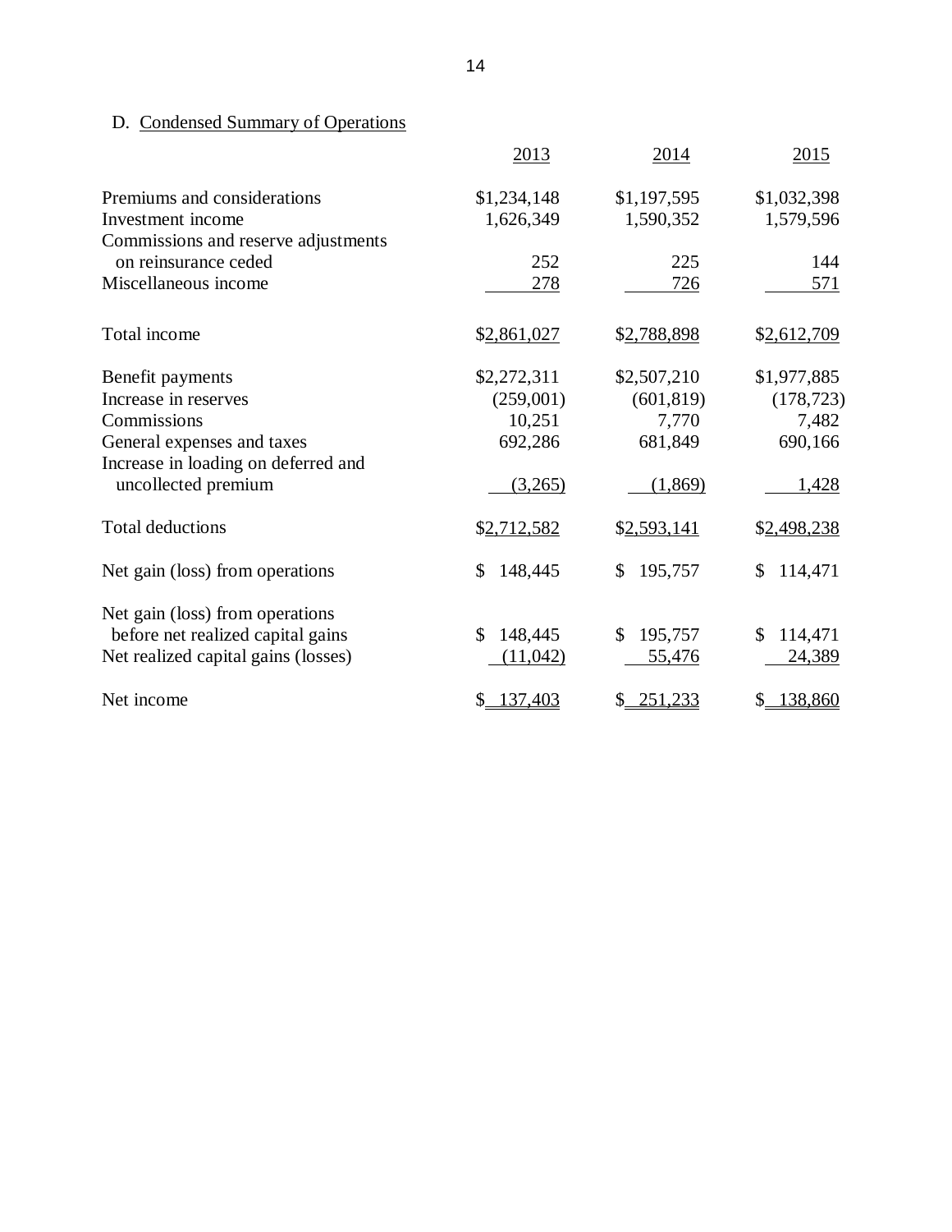D. Condensed Summary of Operations

| | 2013 | 2014 | 2015 |
|---|---|---|---|
| Premiums and considerations | $1,234,148 | $1,197,595 | $1,032,398 |
| Investment income | 1,626,349 | 1,590,352 | 1,579,596 |
| Commissions and reserve adjustments on reinsurance ceded | 252 | 225 | 144 |
| Miscellaneous income | 278 | 726 | 571 |
| Total income | $2,861,027 | $2,788,898 | $2,612,709 |
| Benefit payments | $2,272,311 | $2,507,210 | $1,977,885 |
| Increase in reserves | (259,001) | (601,819) | (178,723) |
| Commissions | 10,251 | 7,770 | 7,482 |
| General expenses and taxes | 692,286 | 681,849 | 690,166 |
| Increase in loading on deferred and uncollected premium | (3,265) | (1,869) | 1,428 |
| Total deductions | $2,712,582 | $2,593,141 | $2,498,238 |
| Net gain (loss) from operations | $ 148,445 | $ 195,757 | $ 114,471 |
| Net gain (loss) from operations before net realized capital gains | $ 148,445 | $ 195,757 | $ 114,471 |
| Net realized capital gains (losses) | (11,042) | 55,476 | 24,389 |
| Net income | $ 137,403 | $ 251,233 | $ 138,860 |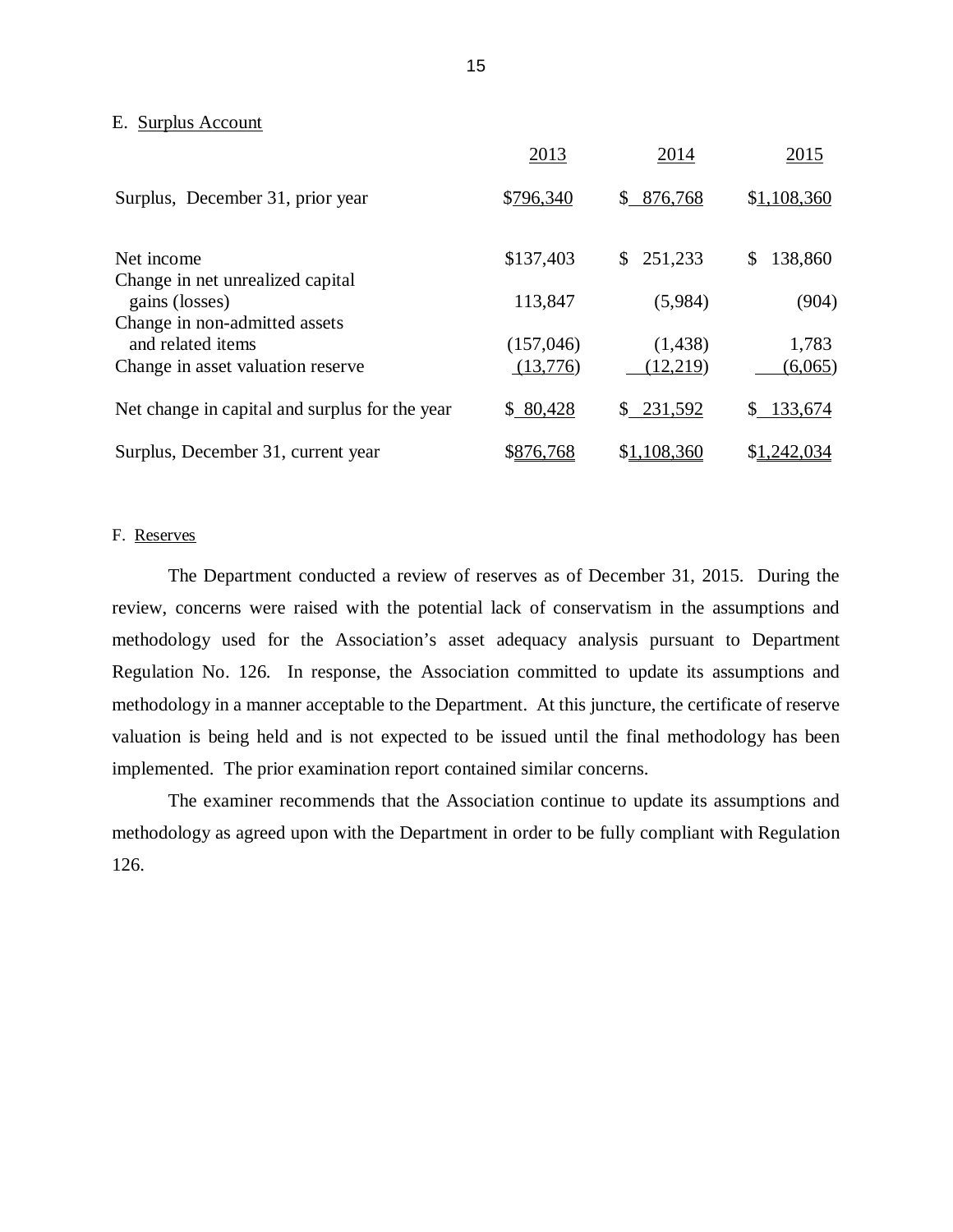E. Surplus Account

| | 2013 | 2014 | 2015 |
|---|---|---|---|
| Surplus, December 31, prior year | $796,340 | $ 876,768 | $1,108,360 |
| | | | |
| Net income | $137,403 | $ 251,233 | $ 138,860 |
| Change in net unrealized capital gains (losses) | 113,847 | (5,984) | (904) |
| Change in non-admitted assets and related items | (157,046) | (1,438) | 1,783 |
| Change in asset valuation reserve | (13,776) | (12,219) | (6,065) |
| | | | |
| Net change in capital and surplus for the year | $ 80,428 | $ 231,592 | $ 133,674 |
| | | | |
| Surplus, December 31, current year | $876,768 | $1,108,360 | $1,242,034 |

F. Reserves

The Department conducted a review of reserves as of December 31, 2015. During the review, concerns were raised with the potential lack of conservatism in the assumptions and methodology used for the Association's asset adequacy analysis pursuant to Department Regulation No. 126. In response, the Association committed to update its assumptions and methodology in a manner acceptable to the Department. At this juncture, the certificate of reserve valuation is being held and is not expected to be issued until the final methodology has been implemented. The prior examination report contained similar concerns.

The examiner recommends that the Association continue to update its assumptions and methodology as agreed upon with the Department in order to be fully compliant with Regulation 126.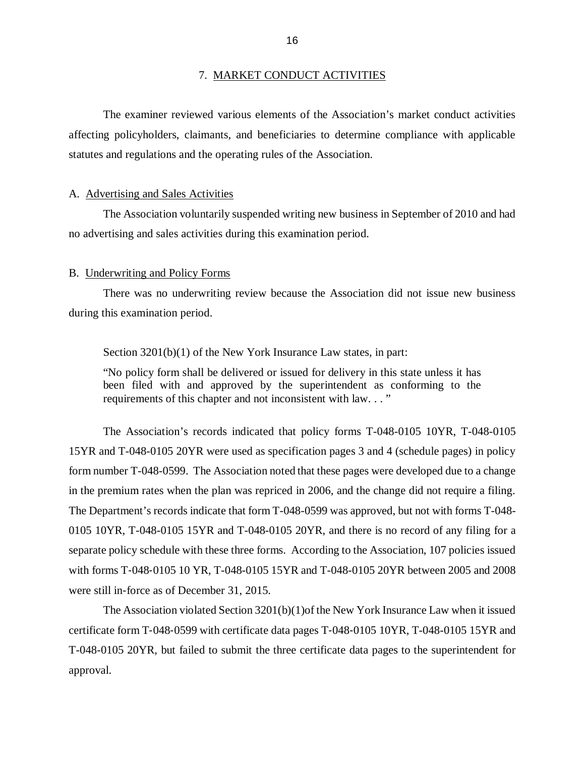## 7. MARKET CONDUCT ACTIVITIES

The examiner reviewed various elements of the Association's market conduct activities affecting policyholders, claimants, and beneficiaries to determine compliance with applicable statutes and regulations and the operating rules of the Association.

### A. Advertising and Sales Activities

The Association voluntarily suspended writing new business in September of 2010 and had no advertising and sales activities during this examination period.

### B. Underwriting and Policy Forms

There was no underwriting review because the Association did not issue new business during this examination period.

Section 3201(b)(1) of the New York Insurance Law states, in part:

> "No policy form shall be delivered or issued for delivery in this state unless it has been filed with and approved by the superintendent as conforming to the requirements of this chapter and not inconsistent with law. . . "

The Association's records indicated that policy forms T-048-0105 10YR, T-048-0105 15YR and T-048-0105 20YR were used as specification pages 3 and 4 (schedule pages) in policy form number T-048-0599. The Association noted that these pages were developed due to a change in the premium rates when the plan was repriced in 2006, and the change did not require a filing. The Department's records indicate that form T-048-0599 was approved, but not with forms T-048-0105 10YR, T-048-0105 15YR and T-048-0105 20YR, and there is no record of any filing for a separate policy schedule with these three forms. According to the Association, 107 policies issued with forms T-048-0105 10 YR, T-048-0105 15YR and T-048-0105 20YR between 2005 and 2008 were still in-force as of December 31, 2015.

The Association violated Section 3201(b)(1)of the New York Insurance Law when it issued certificate form T-048-0599 with certificate data pages T-048-0105 10YR, T-048-0105 15YR and T-048-0105 20YR, but failed to submit the three certificate data pages to the superintendent for approval.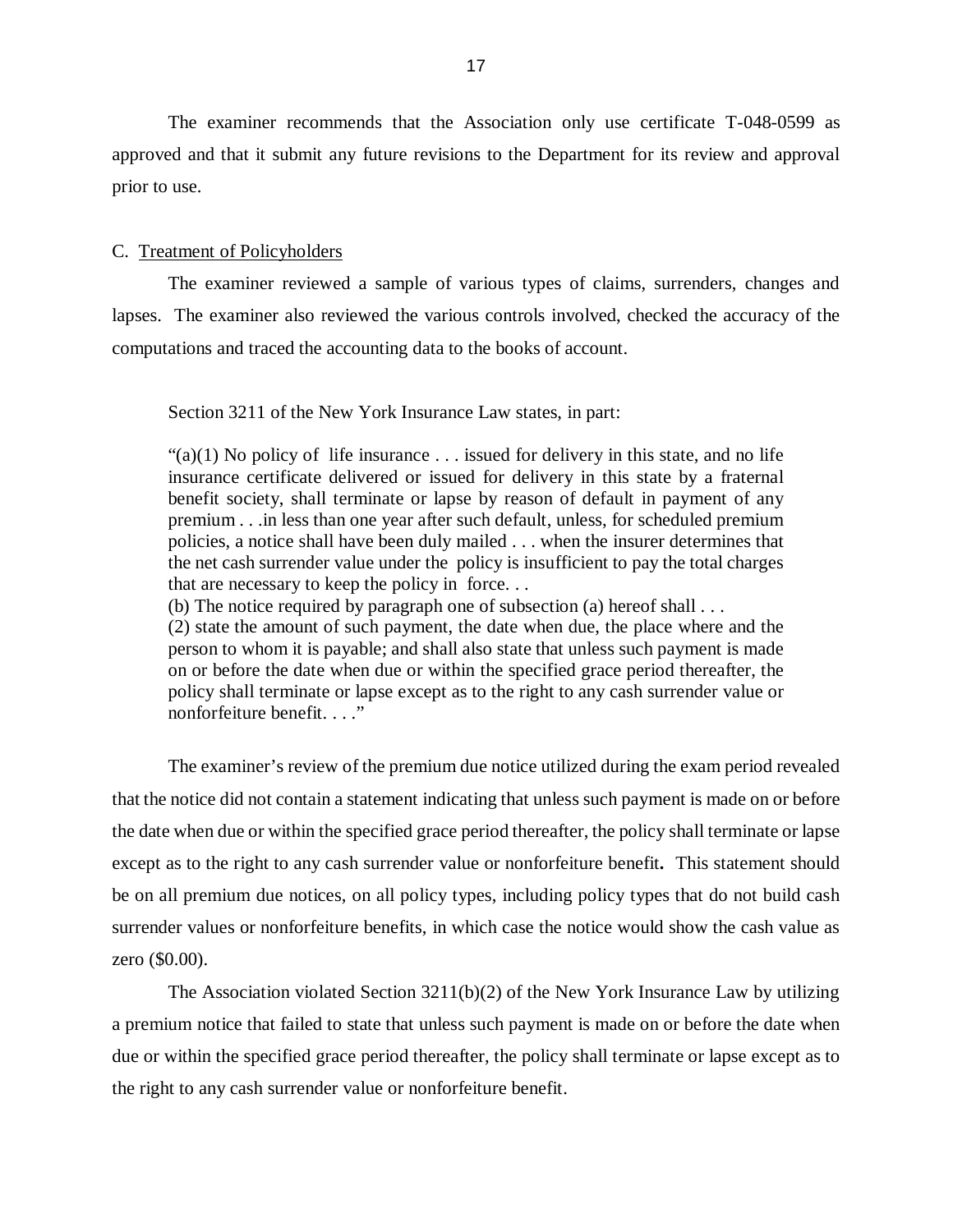The examiner recommends that the Association only use certificate T-048-0599 as approved and that it submit any future revisions to the Department for its review and approval prior to use.

C. Treatment of Policyholders

The examiner reviewed a sample of various types of claims, surrenders, changes and lapses. The examiner also reviewed the various controls involved, checked the accuracy of the computations and traced the accounting data to the books of account.

Section 3211 of the New York Insurance Law states, in part:

> "(a)(1) No policy of life insurance . . . issued for delivery in this state, and no life insurance certificate delivered or issued for delivery in this state by a fraternal benefit society, shall terminate or lapse by reason of default in payment of any premium . . .in less than one year after such default, unless, for scheduled premium policies, a notice shall have been duly mailed . . . when the insurer determines that the net cash surrender value under the policy is insufficient to pay the total charges that are necessary to keep the policy in force. . .
>
> (b) The notice required by paragraph one of subsection (a) hereof shall . . .
>
> (2) state the amount of such payment, the date when due, the place where and the person to whom it is payable; and shall also state that unless such payment is made on or before the date when due or within the specified grace period thereafter, the policy shall terminate or lapse except as to the right to any cash surrender value or nonforfeiture benefit. . . ."

The examiner's review of the premium due notice utilized during the exam period revealed that the notice did not contain a statement indicating that unless such payment is made on or before the date when due or within the specified grace period thereafter, the policy shall terminate or lapse except as to the right to any cash surrender value or nonforfeiture benefit**.** This statement should be on all premium due notices, on all policy types, including policy types that do not build cash surrender values or nonforfeiture benefits, in which case the notice would show the cash value as zero ($0.00).

The Association violated Section 3211(b)(2) of the New York Insurance Law by utilizing a premium notice that failed to state that unless such payment is made on or before the date when due or within the specified grace period thereafter, the policy shall terminate or lapse except as to the right to any cash surrender value or nonforfeiture benefit.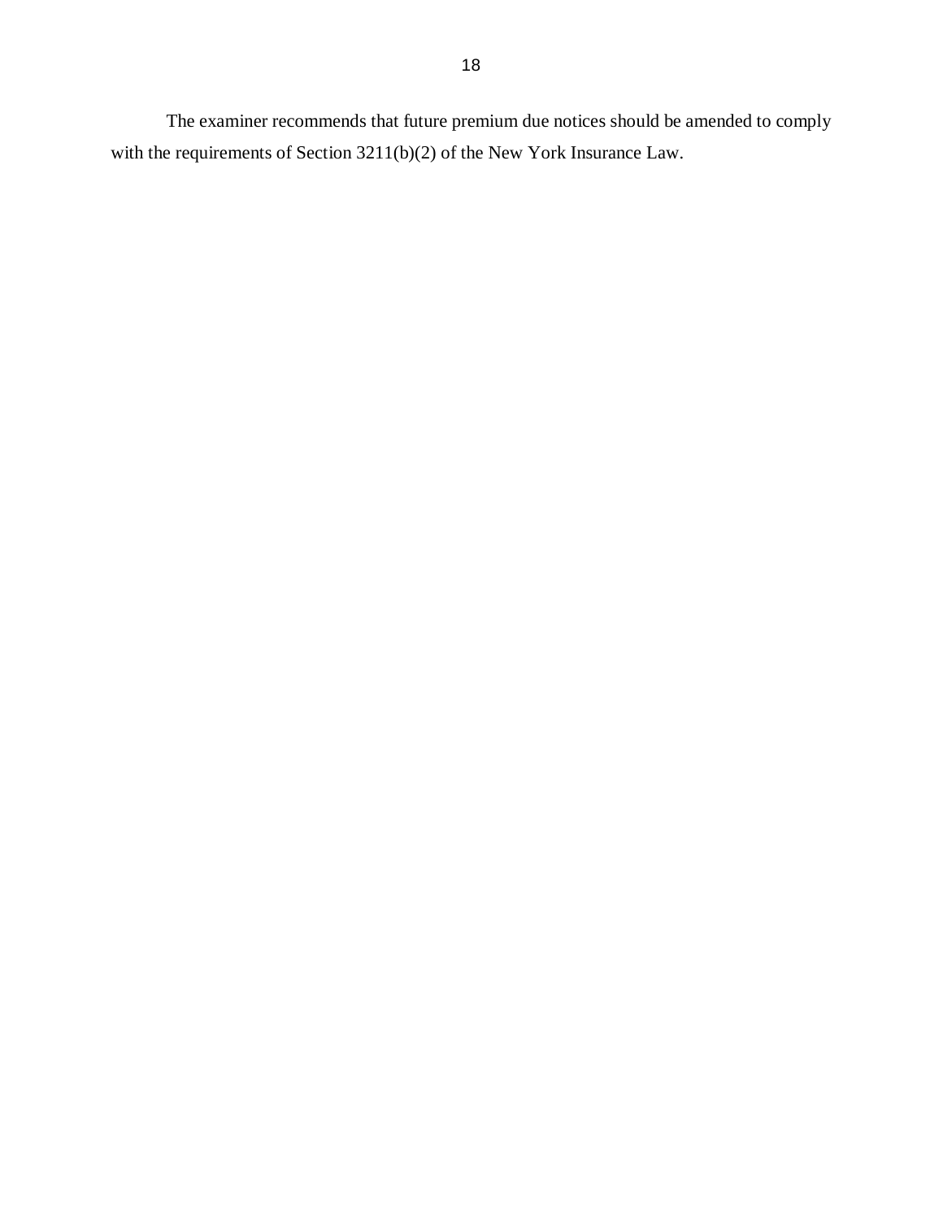The examiner recommends that future premium due notices should be amended to comply with the requirements of Section 3211(b)(2) of the New York Insurance Law.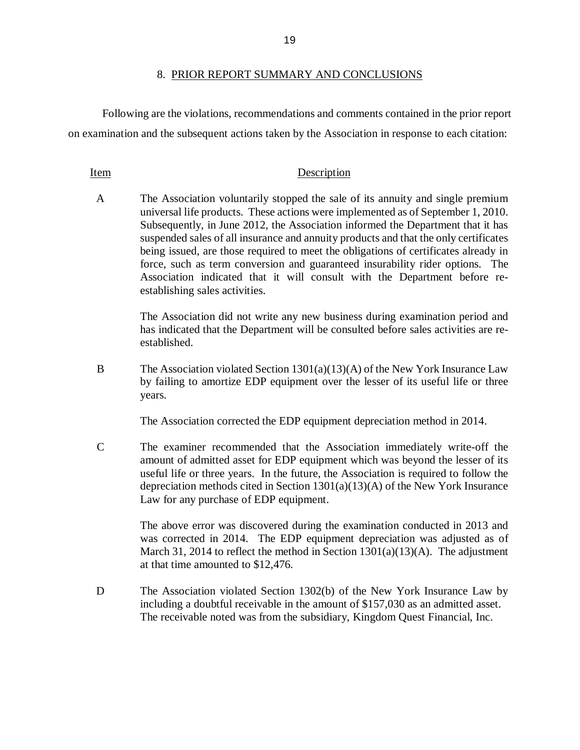## 8. PRIOR REPORT SUMMARY AND CONCLUSIONS

Following are the violations, recommendations and comments contained in the prior report on examination and the subsequent actions taken by the Association in response to each citation:

| Item | Description |
|---|---|
| A | The Association voluntarily stopped the sale of its annuity and single premium universal life products. These actions were implemented as of September 1, 2010. Subsequently, in June 2012, the Association informed the Department that it has suspended sales of all insurance and annuity products and that the only certificates being issued, are those required to meet the obligations of certificates already in force, such as term conversion and guaranteed insurability rider options. The Association indicated that it will consult with the Department before re-establishing sales activities.<br><br>The Association did not write any new business during examination period and has indicated that the Department will be consulted before sales activities are re-established. |
| B | The Association violated Section 1301(a)(13)(A) of the New York Insurance Law by failing to amortize EDP equipment over the lesser of its useful life or three years.<br><br>The Association corrected the EDP equipment depreciation method in 2014. |
| C | The examiner recommended that the Association immediately write-off the amount of admitted asset for EDP equipment which was beyond the lesser of its useful life or three years. In the future, the Association is required to follow the depreciation methods cited in Section 1301(a)(13)(A) of the New York Insurance Law for any purchase of EDP equipment.<br><br>The above error was discovered during the examination conducted in 2013 and was corrected in 2014. The EDP equipment depreciation was adjusted as of March 31, 2014 to reflect the method in Section 1301(a)(13)(A). The adjustment at that time amounted to $12,476. |
| D | The Association violated Section 1302(b) of the New York Insurance Law by including a doubtful receivable in the amount of $157,030 as an admitted asset. The receivable noted was from the subsidiary, Kingdom Quest Financial, Inc. |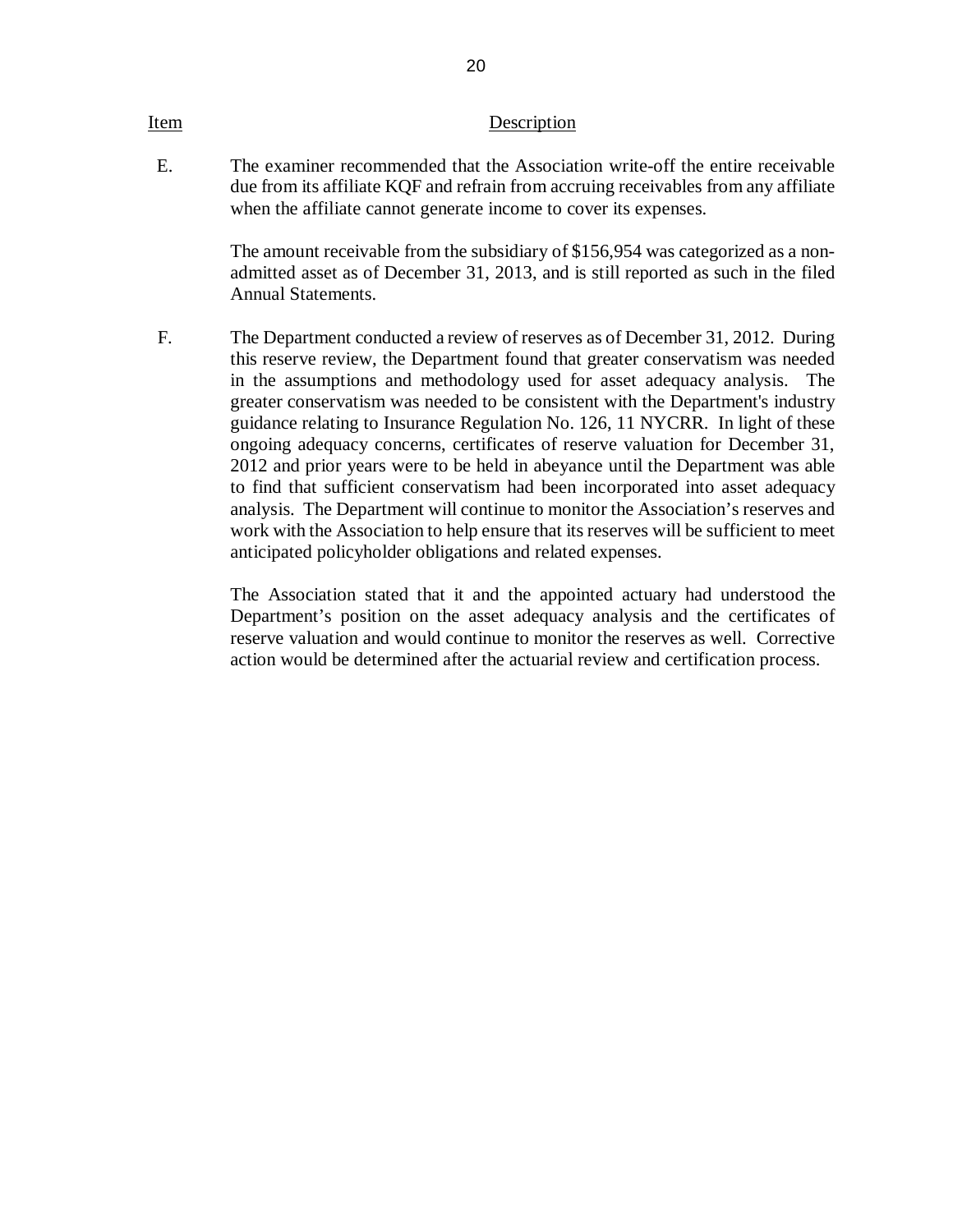| Item | Description |
|---|---|
| E. | The examiner recommended that the Association write-off the entire receivable due from its affiliate KQF and refrain from accruing receivables from any affiliate when the affiliate cannot generate income to cover its expenses.<br><br>The amount receivable from the subsidiary of $156,954 was categorized as a non-admitted asset as of December 31, 2013, and is still reported as such in the filed Annual Statements. |
| F. | The Department conducted a review of reserves as of December 31, 2012. During this reserve review, the Department found that greater conservatism was needed in the assumptions and methodology used for asset adequacy analysis. The greater conservatism was needed to be consistent with the Department's industry guidance relating to Insurance Regulation No. 126, 11 NYCRR. In light of these ongoing adequacy concerns, certificates of reserve valuation for December 31, 2012 and prior years were to be held in abeyance until the Department was able to find that sufficient conservatism had been incorporated into asset adequacy analysis. The Department will continue to monitor the Association's reserves and work with the Association to help ensure that its reserves will be sufficient to meet anticipated policyholder obligations and related expenses.<br><br>The Association stated that it and the appointed actuary had understood the Department's position on the asset adequacy analysis and the certificates of reserve valuation and would continue to monitor the reserves as well. Corrective action would be determined after the actuarial review and certification process. |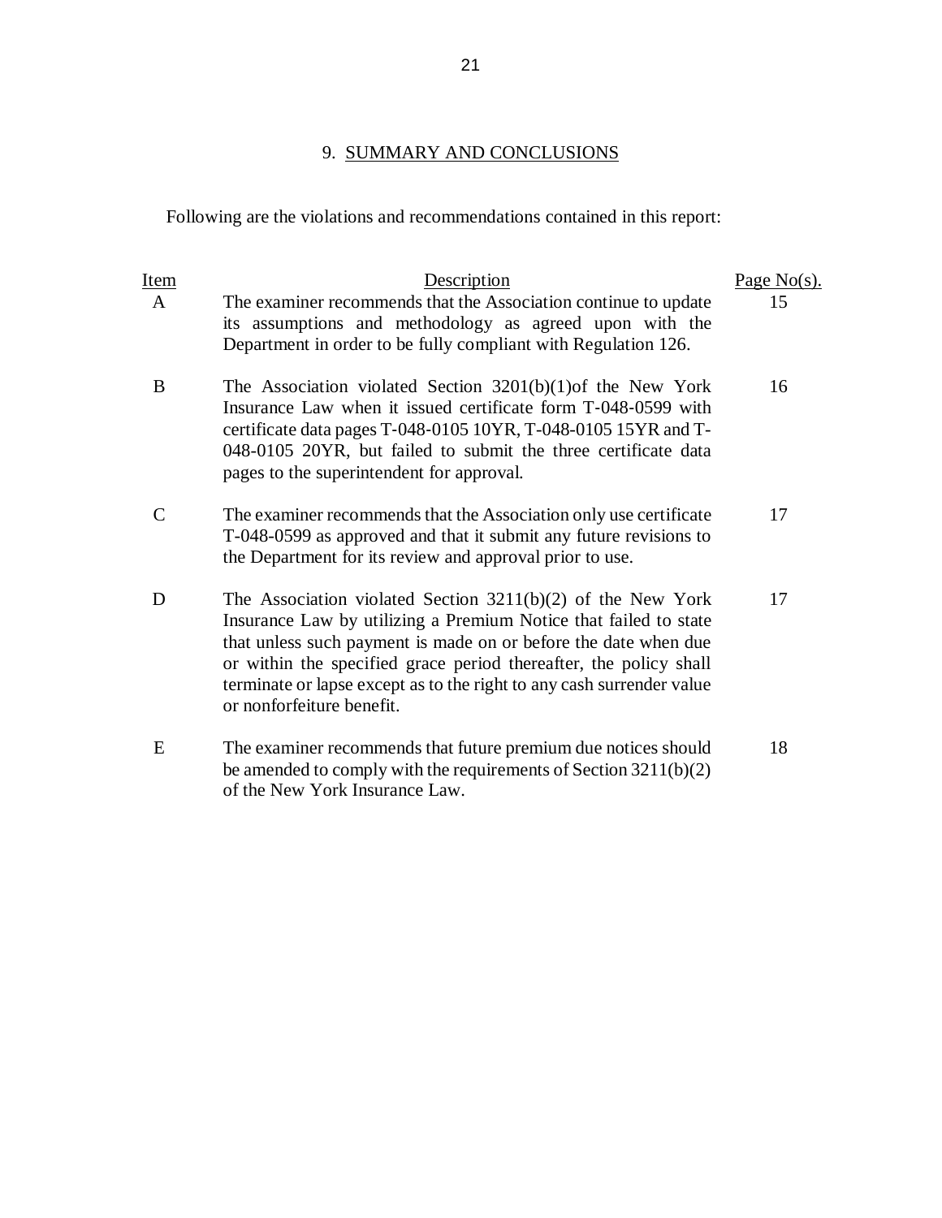## 9. SUMMARY AND CONCLUSIONS

Following are the violations and recommendations contained in this report:

| Item | Description | Page No(s). |
|---|---|---|
| A | The examiner recommends that the Association continue to update its assumptions and methodology as agreed upon with the Department in order to be fully compliant with Regulation 126. | 15 |
| B | The Association violated Section 3201(b)(1)of the New York Insurance Law when it issued certificate form T-048-0599 with certificate data pages T-048-0105 10YR, T-048-0105 15YR and T-048-0105 20YR, but failed to submit the three certificate data pages to the superintendent for approval. | 16 |
| C | The examiner recommends that the Association only use certificate T-048-0599 as approved and that it submit any future revisions to the Department for its review and approval prior to use. | 17 |
| D | The Association violated Section 3211(b)(2) of the New York Insurance Law by utilizing a Premium Notice that failed to state that unless such payment is made on or before the date when due or within the specified grace period thereafter, the policy shall terminate or lapse except as to the right to any cash surrender value or nonforfeiture benefit. | 17 |
| E | The examiner recommends that future premium due notices should be amended to comply with the requirements of Section 3211(b)(2) of the New York Insurance Law. | 18 |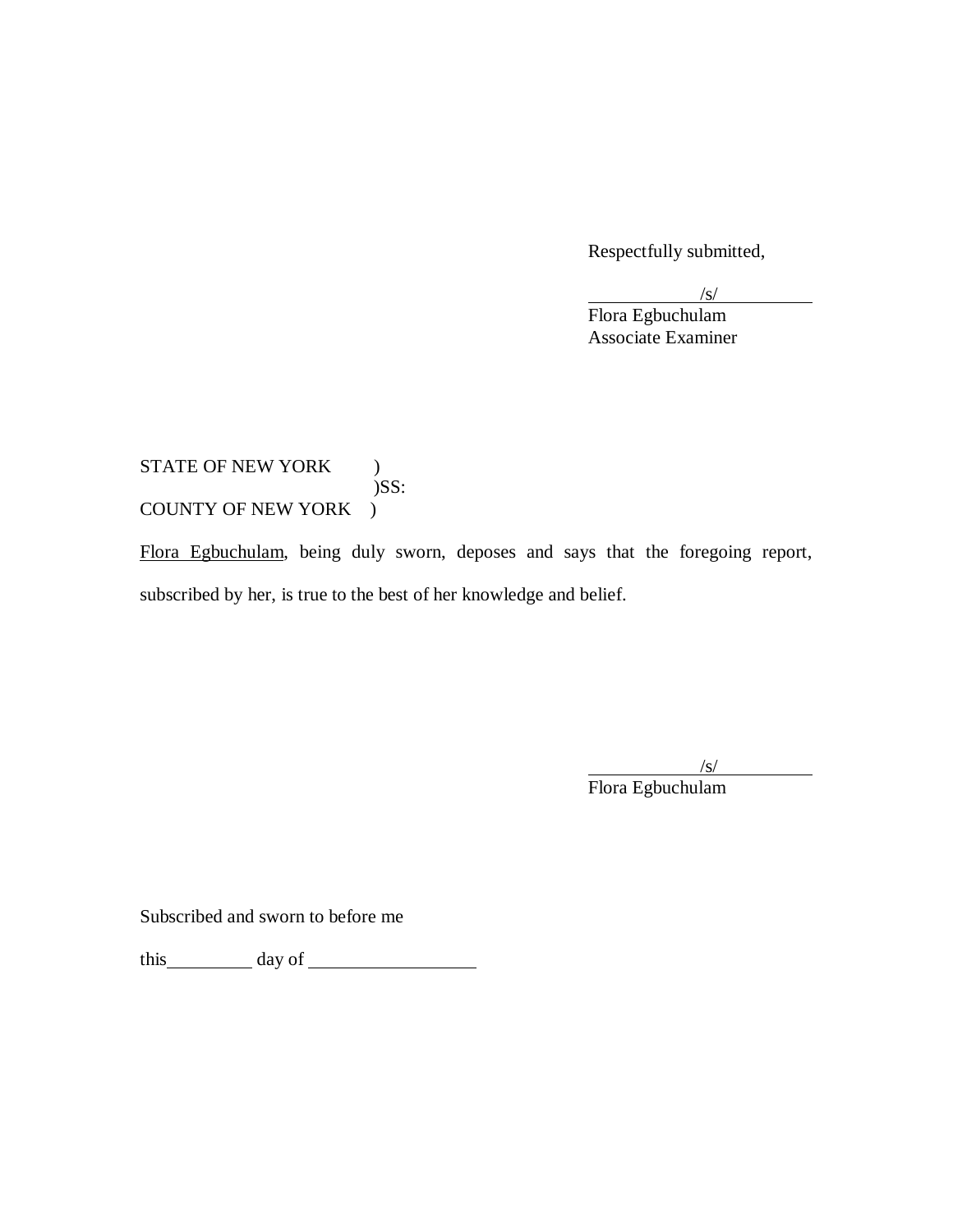Respectfully submitted,

/s/
Flora Egbuchulam
Associate Examiner

STATE OF NEW YORK )
)SS:
COUNTY OF NEW YORK )

Flora Egbuchulam, being duly sworn, deposes and says that the foregoing report, subscribed by her, is true to the best of her knowledge and belief.

/s/
Flora Egbuchulam

Subscribed and sworn to before me

this\_\_\_\_\_\_\_\_\_\_ day of \_\_\_\_\_\_\_\_\_\_\_\_\_\_\_\_\_\_\_\_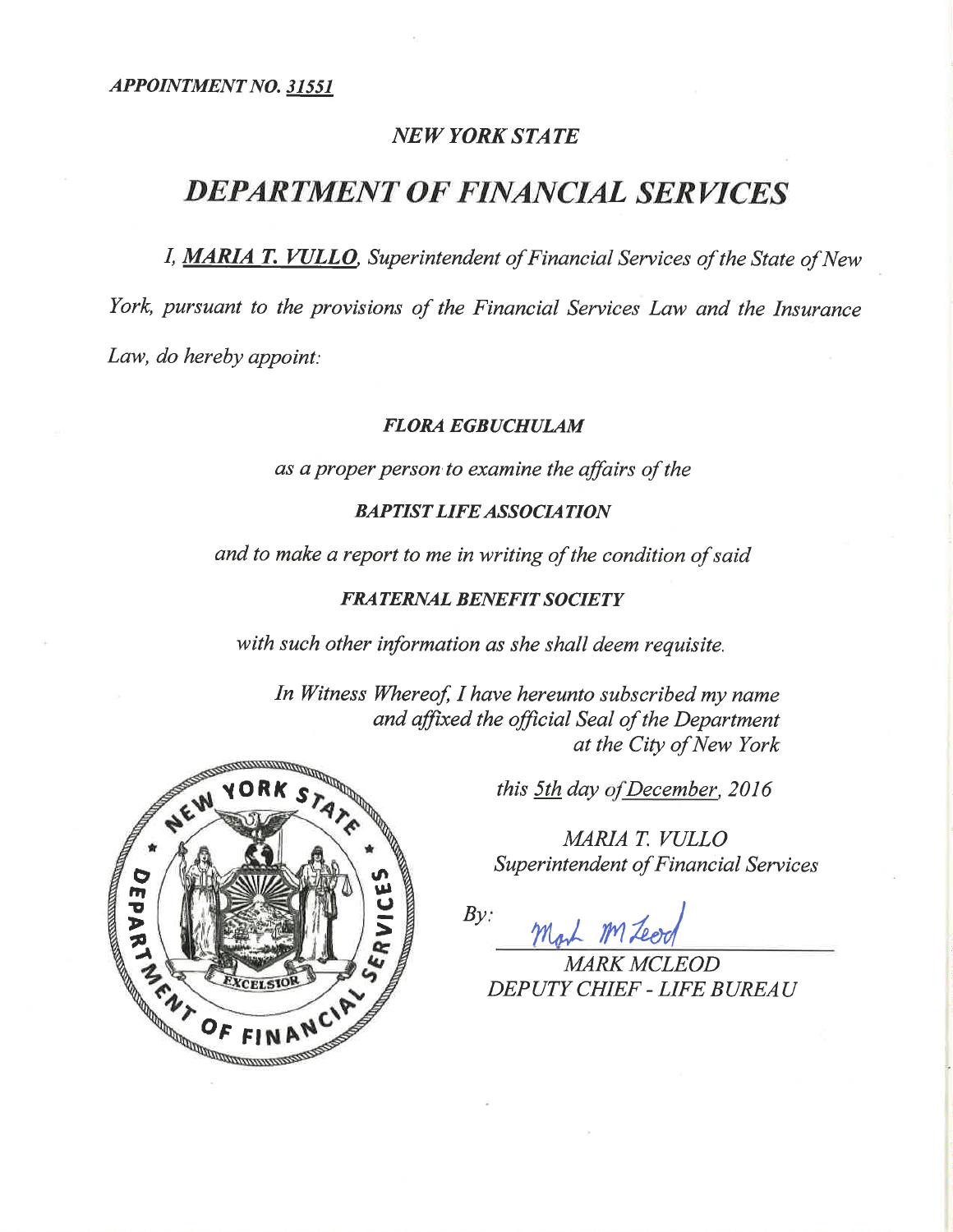*APPOINTMENT NO. 31551*

*NEW YORK STATE*

# *DEPARTMENT OF FINANCIAL SERVICES*

*I, **MARIA T. VULLO**, Superintendent of Financial Services of the State of New York, pursuant to the provisions of the Financial Services Law and the Insurance Law, do hereby appoint:*

***FLORA EGBUCHULAM***

*as a proper person to examine the affairs of the*

***BAPTIST LIFE ASSOCIATION***

*and to make a report to me in writing of the condition of said*

***FRATERNAL BENEFIT SOCIETY***

*with such other information as she shall deem requisite.*

*In Witness Whereof, I have hereunto subscribed my name and affixed the official Seal of the Department at the City of New York*

*this 5th day of December, 2016*

NEW YORK STATE DEPARTMENT OF FINANCIAL SERVICES EXCELSIOR

*MARIA T. VULLO*
*Superintendent of Financial Services*

*By:* Mark McLeod

*MARK MCLEOD*
*DEPUTY CHIEF - LIFE BUREAU*